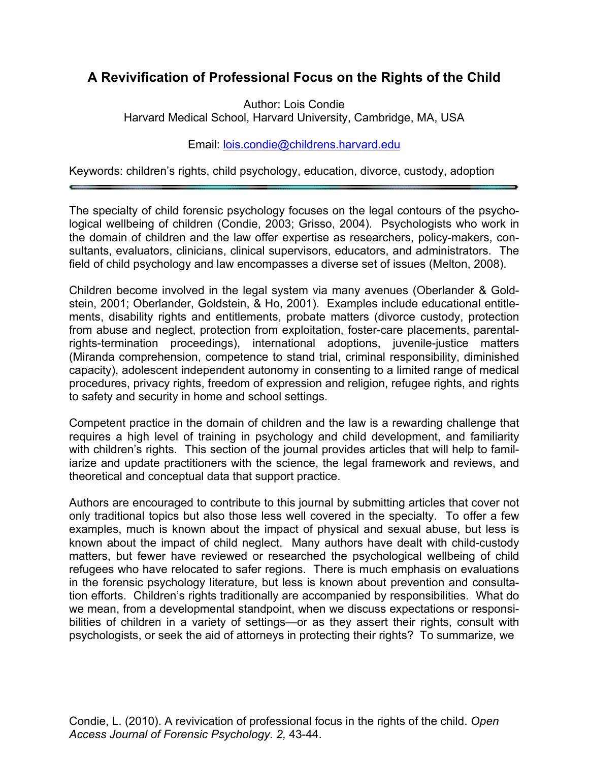# A Revivification of Professional Focus on the Rights of the Child

Author: Lois Condie
Harvard Medical School, Harvard University, Cambridge, MA, USA

Email: lois.condie@childrens.harvard.edu

Keywords: children's rights, child psychology, education, divorce, custody, adoption

---

The specialty of child forensic psychology focuses on the legal contours of the psychological wellbeing of children (Condie, 2003; Grisso, 2004). Psychologists who work in the domain of children and the law offer expertise as researchers, policy-makers, consultants, evaluators, clinicians, clinical supervisors, educators, and administrators. The field of child psychology and law encompasses a diverse set of issues (Melton, 2008).

Children become involved in the legal system via many avenues (Oberlander & Goldstein, 2001; Oberlander, Goldstein, & Ho, 2001). Examples include educational entitlements, disability rights and entitlements, probate matters (divorce custody, protection from abuse and neglect, protection from exploitation, foster-care placements, parental-rights-termination proceedings), international adoptions, juvenile-justice matters (Miranda comprehension, competence to stand trial, criminal responsibility, diminished capacity), adolescent independent autonomy in consenting to a limited range of medical procedures, privacy rights, freedom of expression and religion, refugee rights, and rights to safety and security in home and school settings.

Competent practice in the domain of children and the law is a rewarding challenge that requires a high level of training in psychology and child development, and familiarity with children's rights. This section of the journal provides articles that will help to familiarize and update practitioners with the science, the legal framework and reviews, and theoretical and conceptual data that support practice.

Authors are encouraged to contribute to this journal by submitting articles that cover not only traditional topics but also those less well covered in the specialty. To offer a few examples, much is known about the impact of physical and sexual abuse, but less is known about the impact of child neglect. Many authors have dealt with child-custody matters, but fewer have reviewed or researched the psychological wellbeing of child refugees who have relocated to safer regions. There is much emphasis on evaluations in the forensic psychology literature, but less is known about prevention and consultation efforts. Children's rights traditionally are accompanied by responsibilities. What do we mean, from a developmental standpoint, when we discuss expectations or responsibilities of children in a variety of settings—or as they assert their rights, consult with psychologists, or seek the aid of attorneys in protecting their rights? To summarize, we

Condie, L. (2010). A revivication of professional focus in the rights of the child. *Open Access Journal of Forensic Psychology. 2,* 43-44.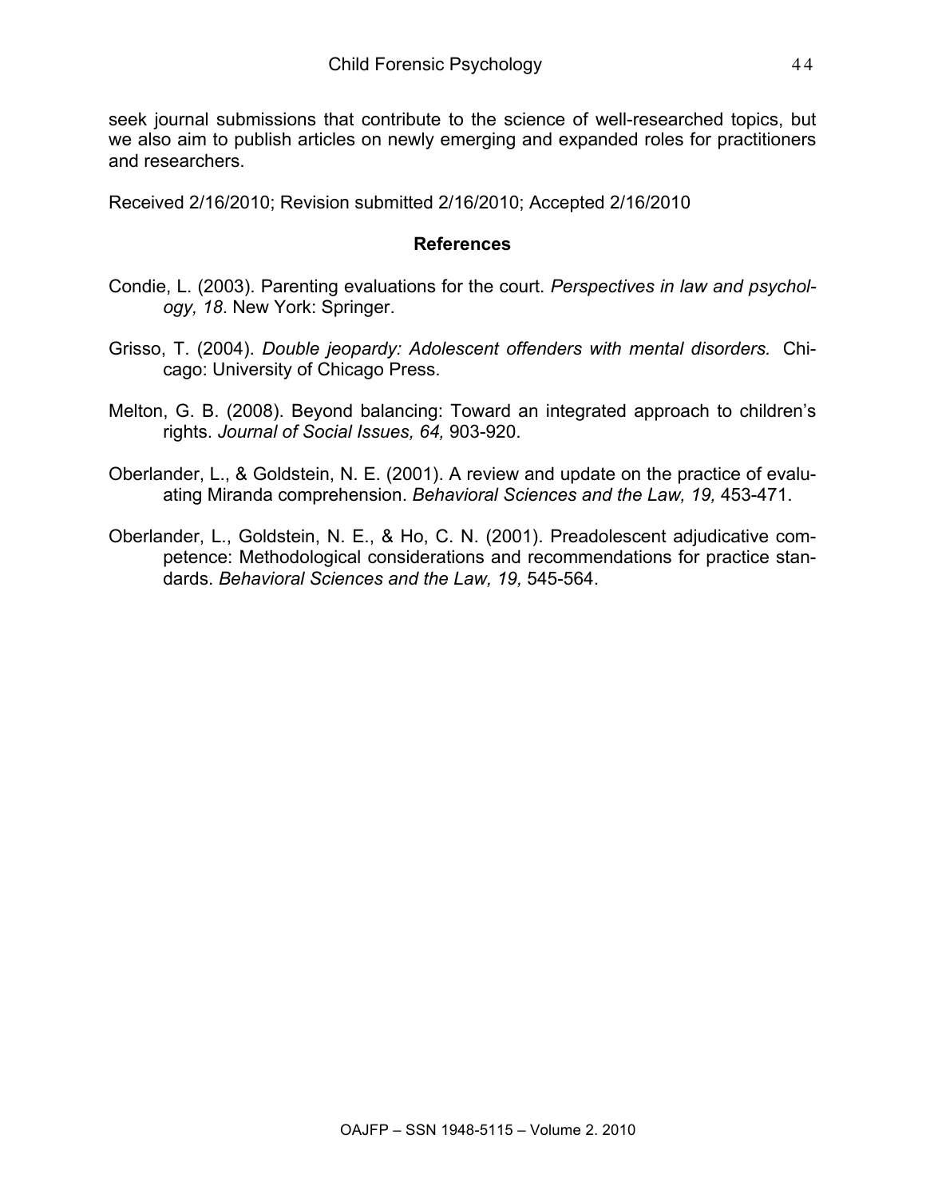seek journal submissions that contribute to the science of well-researched topics, but we also aim to publish articles on newly emerging and expanded roles for practitioners and researchers.

Received 2/16/2010; Revision submitted 2/16/2010; Accepted 2/16/2010

## References

Condie, L. (2003). Parenting evaluations for the court. *Perspectives in law and psychology, 18*. New York: Springer.

Grisso, T. (2004). *Double jeopardy: Adolescent offenders with mental disorders.* Chicago: University of Chicago Press.

Melton, G. B. (2008). Beyond balancing: Toward an integrated approach to children's rights. *Journal of Social Issues, 64,* 903-920.

Oberlander, L., & Goldstein, N. E. (2001). A review and update on the practice of evaluating Miranda comprehension. *Behavioral Sciences and the Law, 19,* 453-471.

Oberlander, L., Goldstein, N. E., & Ho, C. N. (2001). Preadolescent adjudicative competence: Methodological considerations and recommendations for practice standards. *Behavioral Sciences and the Law, 19,* 545-564.